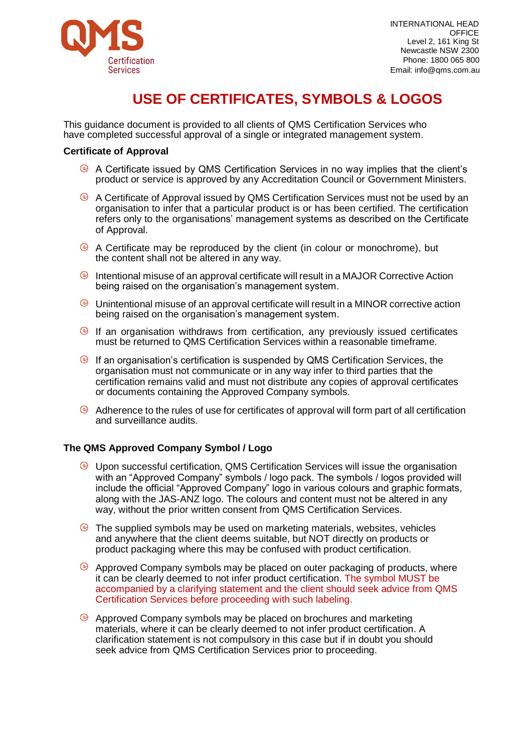QMS Certification Services

INTERNATIONAL HEAD OFFICE
Level 2, 161 King St
Newcastle NSW 2300
Phone: 1800 065 800
Email: info@qms.com.au

# USE OF CERTIFICATES, SYMBOLS & LOGOS

This guidance document is provided to all clients of QMS Certification Services who have completed successful approval of a single or integrated management system.

**Certificate of Approval**

- A Certificate issued by QMS Certification Services in no way implies that the client's product or service is approved by any Accreditation Council or Government Ministers.
- A Certificate of Approval issued by QMS Certification Services must not be used by an organisation to infer that a particular product is or has been certified. The certification refers only to the organisations' management systems as described on the Certificate of Approval.
- A Certificate may be reproduced by the client (in colour or monochrome), but the content shall not be altered in any way.
- Intentional misuse of an approval certificate will result in a MAJOR Corrective Action being raised on the organisation's management system.
- Unintentional misuse of an approval certificate will result in a MINOR corrective action being raised on the organisation's management system.
- If an organisation withdraws from certification, any previously issued certificates must be returned to QMS Certification Services within a reasonable timeframe.
- If an organisation's certification is suspended by QMS Certification Services, the organisation must not communicate or in any way infer to third parties that the certification remains valid and must not distribute any copies of approval certificates or documents containing the Approved Company symbols.
- Adherence to the rules of use for certificates of approval will form part of all certification and surveillance audits.

**The QMS Approved Company Symbol / Logo**

- Upon successful certification, QMS Certification Services will issue the organisation with an "Approved Company" symbols / logo pack. The symbols / logos provided will include the official "Approved Company" logo in various colours and graphic formats, along with the JAS-ANZ logo. The colours and content must not be altered in any way, without the prior written consent from QMS Certification Services.
- The supplied symbols may be used on marketing materials, websites, vehicles and anywhere that the client deems suitable, but NOT directly on products or product packaging where this may be confused with product certification.
- Approved Company symbols may be placed on outer packaging of products, where it can be clearly deemed to not infer product certification. The symbol MUST be accompanied by a clarifying statement and the client should seek advice from QMS Certification Services before proceeding with such labeling.
- Approved Company symbols may be placed on brochures and marketing materials, where it can be clearly deemed to not infer product certification. A clarification statement is not compulsory in this case but if in doubt you should seek advice from QMS Certification Services prior to proceeding.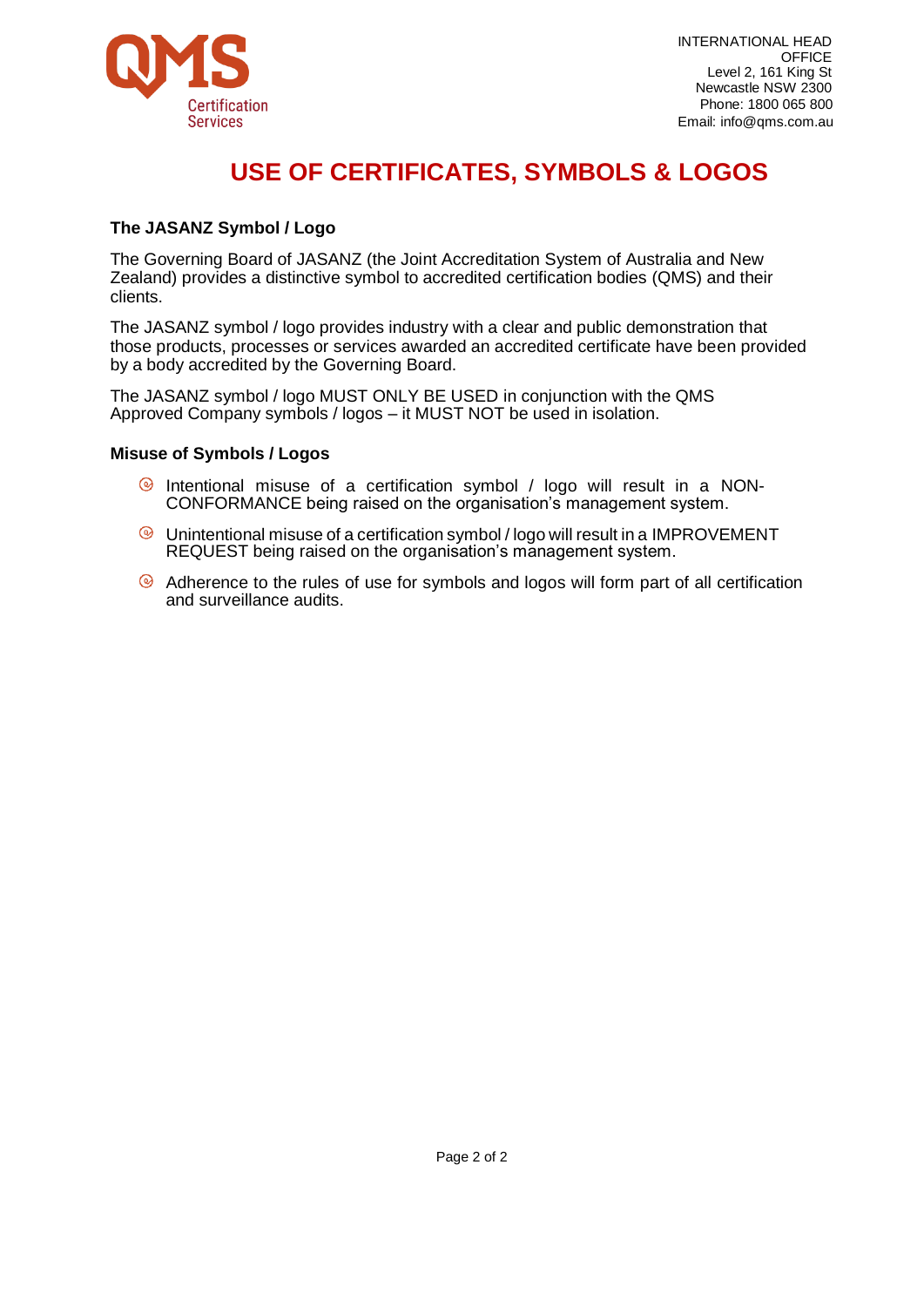INTERNATIONAL HEAD OFFICE
Level 2, 161 King St
Newcastle NSW 2300
Phone: 1800 065 800
Email: info@qms.com.au

# USE OF CERTIFICATES, SYMBOLS & LOGOS

### The JASANZ Symbol / Logo

The Governing Board of JASANZ (the Joint Accreditation System of Australia and New Zealand) provides a distinctive symbol to accredited certification bodies (QMS) and their clients.

The JASANZ symbol / logo provides industry with a clear and public demonstration that those products, processes or services awarded an accredited certificate have been provided by a body accredited by the Governing Board.

The JASANZ symbol / logo MUST ONLY BE USED in conjunction with the QMS Approved Company symbols / logos – it MUST NOT be used in isolation.

### Misuse of Symbols / Logos

- Intentional misuse of a certification symbol / logo will result in a NON-CONFORMANCE being raised on the organisation's management system.
- Unintentional misuse of a certification symbol / logo will result in a IMPROVEMENT REQUEST being raised on the organisation's management system.
- Adherence to the rules of use for symbols and logos will form part of all certification and surveillance audits.